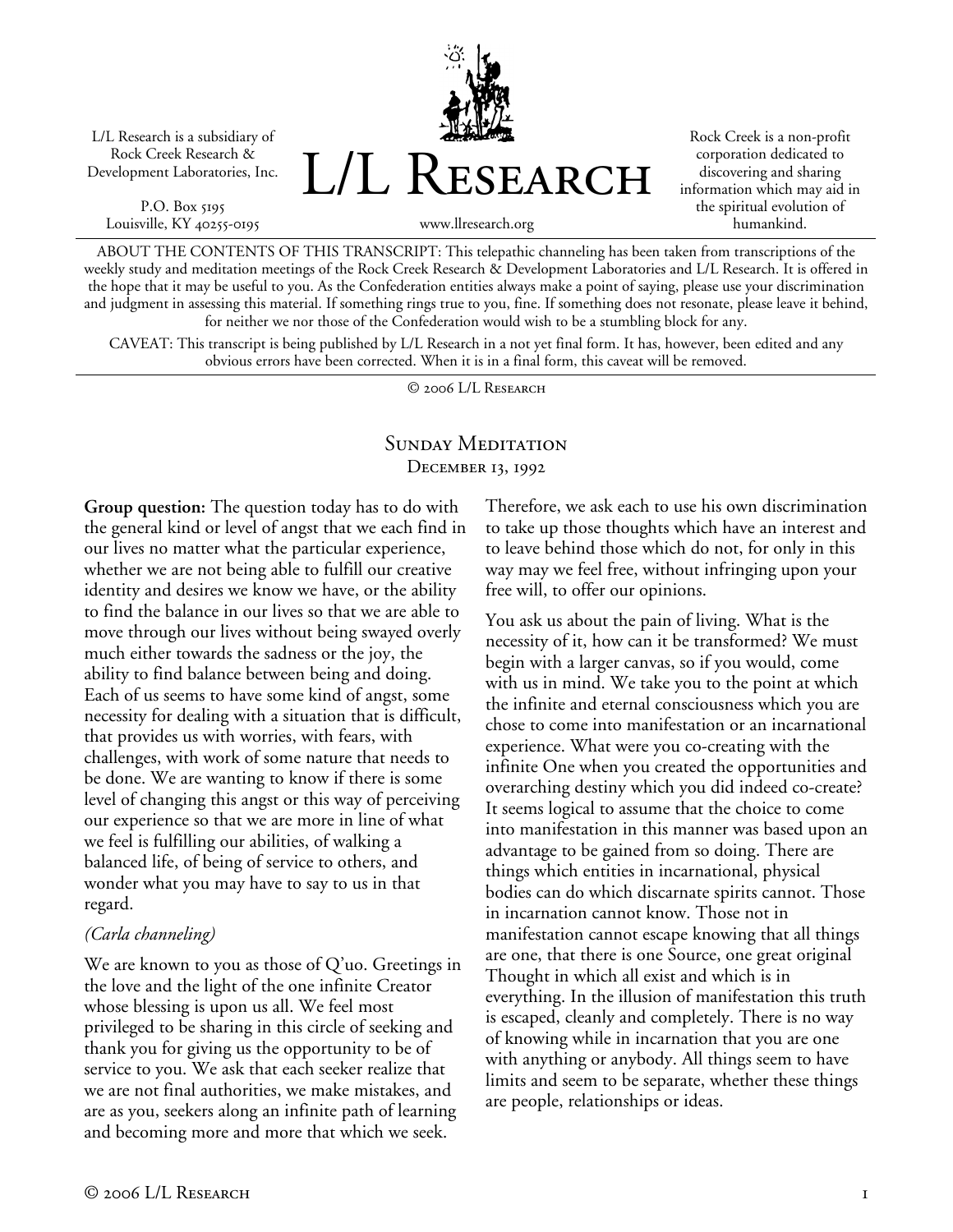L/L Research is a subsidiary of Rock Creek Research & Development Laboratories, Inc.

P.O. Box 5195
Louisville, KY 40255-0195

# L/L Research

www.llresearch.org

Rock Creek is a non-profit corporation dedicated to discovering and sharing information which may aid in the spiritual evolution of humankind.

ABOUT THE CONTENTS OF THIS TRANSCRIPT: This telepathic channeling has been taken from transcriptions of the weekly study and meditation meetings of the Rock Creek Research & Development Laboratories and L/L Research. It is offered in the hope that it may be useful to you. As the Confederation entities always make a point of saying, please use your discrimination and judgment in assessing this material. If something rings true to you, fine. If something does not resonate, please leave it behind, for neither we nor those of the Confederation would wish to be a stumbling block for any.

CAVEAT: This transcript is being published by L/L Research in a not yet final form. It has, however, been edited and any obvious errors have been corrected. When it is in a final form, this caveat will be removed.

© 2006 L/L Research

## Sunday Meditation
### December 13, 1992

**Group question:** The question today has to do with the general kind or level of angst that we each find in our lives no matter what the particular experience, whether we are not being able to fulfill our creative identity and desires we know we have, or the ability to find the balance in our lives so that we are able to move through our lives without being swayed overly much either towards the sadness or the joy, the ability to find balance between being and doing. Each of us seems to have some kind of angst, some necessity for dealing with a situation that is difficult, that provides us with worries, with fears, with challenges, with work of some nature that needs to be done. We are wanting to know if there is some level of changing this angst or this way of perceiving our experience so that we are more in line of what we feel is fulfilling our abilities, of walking a balanced life, of being of service to others, and wonder what you may have to say to us in that regard.

*(Carla channeling)*

We are known to you as those of Q'uo. Greetings in the love and the light of the one infinite Creator whose blessing is upon us all. We feel most privileged to be sharing in this circle of seeking and thank you for giving us the opportunity to be of service to you. We ask that each seeker realize that we are not final authorities, we make mistakes, and are as you, seekers along an infinite path of learning and becoming more and more that which we seek. Therefore, we ask each to use his own discrimination to take up those thoughts which have an interest and to leave behind those which do not, for only in this way may we feel free, without infringing upon your free will, to offer our opinions.

You ask us about the pain of living. What is the necessity of it, how can it be transformed? We must begin with a larger canvas, so if you would, come with us in mind. We take you to the point at which the infinite and eternal consciousness which you are chose to come into manifestation or an incarnational experience. What were you co-creating with the infinite One when you created the opportunities and overarching destiny which you did indeed co-create? It seems logical to assume that the choice to come into manifestation in this manner was based upon an advantage to be gained from so doing. There are things which entities in incarnational, physical bodies can do which discarnate spirits cannot. Those in incarnation cannot know. Those not in manifestation cannot escape knowing that all things are one, that there is one Source, one great original Thought in which all exist and which is in everything. In the illusion of manifestation this truth is escaped, cleanly and completely. There is no way of knowing while in incarnation that you are one with anything or anybody. All things seem to have limits and seem to be separate, whether these things are people, relationships or ideas.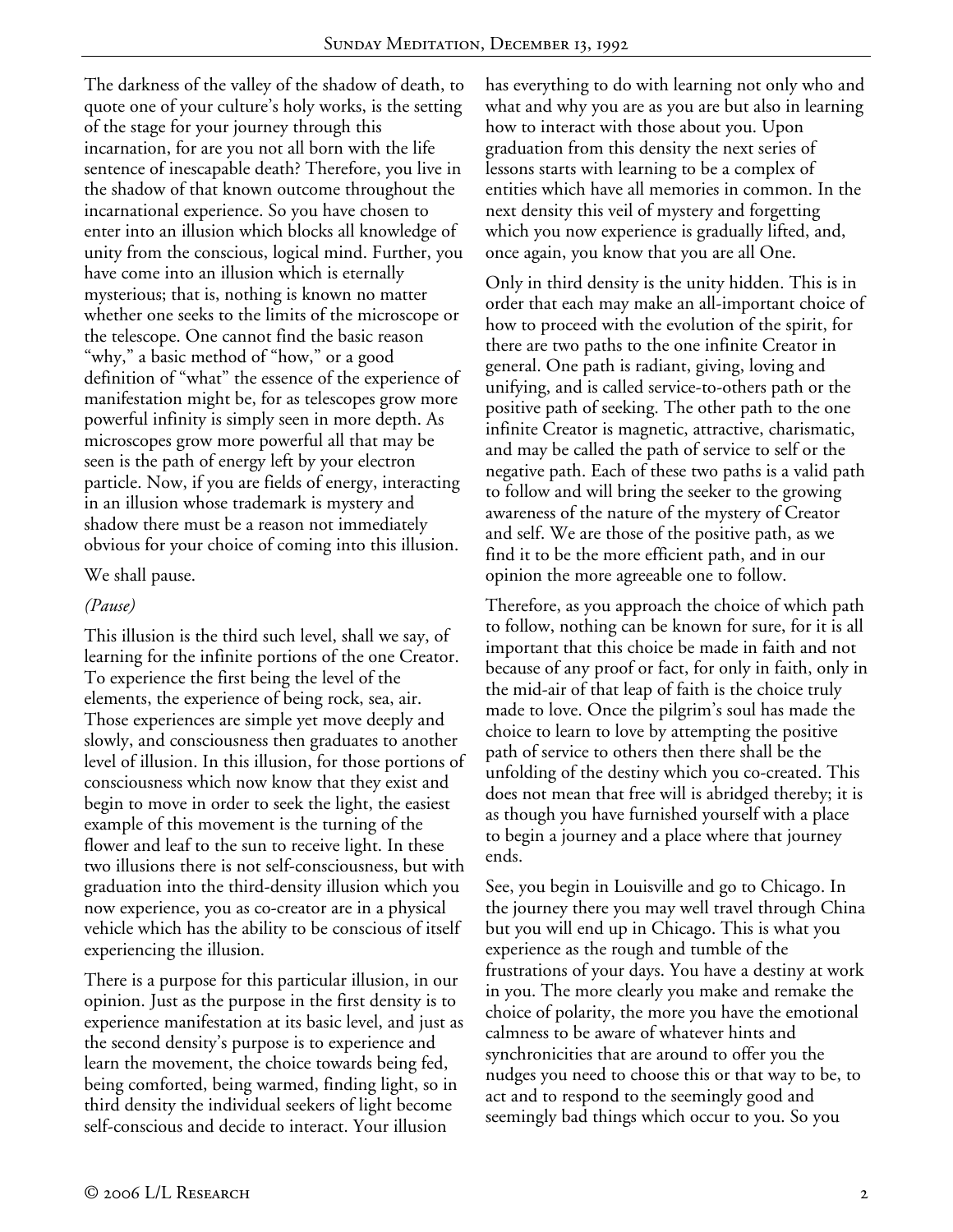The darkness of the valley of the shadow of death, to quote one of your culture's holy works, is the setting of the stage for your journey through this incarnation, for are you not all born with the life sentence of inescapable death? Therefore, you live in the shadow of that known outcome throughout the incarnational experience. So you have chosen to enter into an illusion which blocks all knowledge of unity from the conscious, logical mind. Further, you have come into an illusion which is eternally mysterious; that is, nothing is known no matter whether one seeks to the limits of the microscope or the telescope. One cannot find the basic reason "why," a basic method of "how," or a good definition of "what" the essence of the experience of manifestation might be, for as telescopes grow more powerful infinity is simply seen in more depth. As microscopes grow more powerful all that may be seen is the path of energy left by your electron particle. Now, if you are fields of energy, interacting in an illusion whose trademark is mystery and shadow there must be a reason not immediately obvious for your choice of coming into this illusion.

We shall pause.

*(Pause)*

This illusion is the third such level, shall we say, of learning for the infinite portions of the one Creator. To experience the first being the level of the elements, the experience of being rock, sea, air. Those experiences are simple yet move deeply and slowly, and consciousness then graduates to another level of illusion. In this illusion, for those portions of consciousness which now know that they exist and begin to move in order to seek the light, the easiest example of this movement is the turning of the flower and leaf to the sun to receive light. In these two illusions there is not self-consciousness, but with graduation into the third-density illusion which you now experience, you as co-creator are in a physical vehicle which has the ability to be conscious of itself experiencing the illusion.

There is a purpose for this particular illusion, in our opinion. Just as the purpose in the first density is to experience manifestation at its basic level, and just as the second density's purpose is to experience and learn the movement, the choice towards being fed, being comforted, being warmed, finding light, so in third density the individual seekers of light become self-conscious and decide to interact. Your illusion has everything to do with learning not only who and what and why you are as you are but also in learning how to interact with those about you. Upon graduation from this density the next series of lessons starts with learning to be a complex of entities which have all memories in common. In the next density this veil of mystery and forgetting which you now experience is gradually lifted, and, once again, you know that you are all One.

Only in third density is the unity hidden. This is in order that each may make an all-important choice of how to proceed with the evolution of the spirit, for there are two paths to the one infinite Creator in general. One path is radiant, giving, loving and unifying, and is called service-to-others path or the positive path of seeking. The other path to the one infinite Creator is magnetic, attractive, charismatic, and may be called the path of service to self or the negative path. Each of these two paths is a valid path to follow and will bring the seeker to the growing awareness of the nature of the mystery of Creator and self. We are those of the positive path, as we find it to be the more efficient path, and in our opinion the more agreeable one to follow.

Therefore, as you approach the choice of which path to follow, nothing can be known for sure, for it is all important that this choice be made in faith and not because of any proof or fact, for only in faith, only in the mid-air of that leap of faith is the choice truly made to love. Once the pilgrim's soul has made the choice to learn to love by attempting the positive path of service to others then there shall be the unfolding of the destiny which you co-created. This does not mean that free will is abridged thereby; it is as though you have furnished yourself with a place to begin a journey and a place where that journey ends.

See, you begin in Louisville and go to Chicago. In the journey there you may well travel through China but you will end up in Chicago. This is what you experience as the rough and tumble of the frustrations of your days. You have a destiny at work in you. The more clearly you make and remake the choice of polarity, the more you have the emotional calmness to be aware of whatever hints and synchronicities that are around to offer you the nudges you need to choose this or that way to be, to act and to respond to the seemingly good and seemingly bad things which occur to you. So you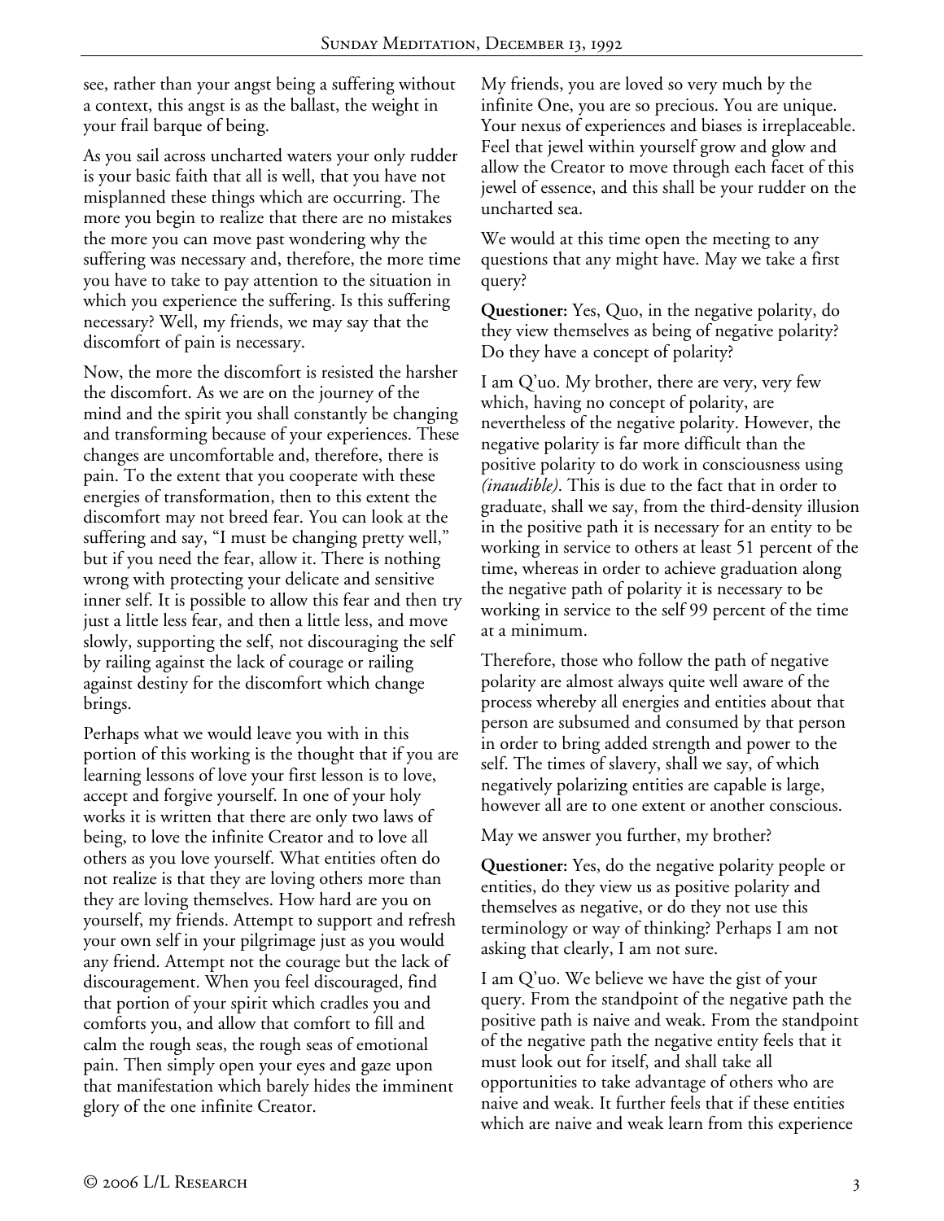see, rather than your angst being a suffering without a context, this angst is as the ballast, the weight in your frail barque of being.

As you sail across uncharted waters your only rudder is your basic faith that all is well, that you have not misplanned these things which are occurring. The more you begin to realize that there are no mistakes the more you can move past wondering why the suffering was necessary and, therefore, the more time you have to take to pay attention to the situation in which you experience the suffering. Is this suffering necessary? Well, my friends, we may say that the discomfort of pain is necessary.

Now, the more the discomfort is resisted the harsher the discomfort. As we are on the journey of the mind and the spirit you shall constantly be changing and transforming because of your experiences. These changes are uncomfortable and, therefore, there is pain. To the extent that you cooperate with these energies of transformation, then to this extent the discomfort may not breed fear. You can look at the suffering and say, "I must be changing pretty well," but if you need the fear, allow it. There is nothing wrong with protecting your delicate and sensitive inner self. It is possible to allow this fear and then try just a little less fear, and then a little less, and move slowly, supporting the self, not discouraging the self by railing against the lack of courage or railing against destiny for the discomfort which change brings.

Perhaps what we would leave you with in this portion of this working is the thought that if you are learning lessons of love your first lesson is to love, accept and forgive yourself. In one of your holy works it is written that there are only two laws of being, to love the infinite Creator and to love all others as you love yourself. What entities often do not realize is that they are loving others more than they are loving themselves. How hard are you on yourself, my friends. Attempt to support and refresh your own self in your pilgrimage just as you would any friend. Attempt not the courage but the lack of discouragement. When you feel discouraged, find that portion of your spirit which cradles you and comforts you, and allow that comfort to fill and calm the rough seas, the rough seas of emotional pain. Then simply open your eyes and gaze upon that manifestation which barely hides the imminent glory of the one infinite Creator.

My friends, you are loved so very much by the infinite One, you are so precious. You are unique. Your nexus of experiences and biases is irreplaceable. Feel that jewel within yourself grow and glow and allow the Creator to move through each facet of this jewel of essence, and this shall be your rudder on the uncharted sea.

We would at this time open the meeting to any questions that any might have. May we take a first query?

**Questioner:** Yes, Quo, in the negative polarity, do they view themselves as being of negative polarity? Do they have a concept of polarity?

I am Q'uo. My brother, there are very, very few which, having no concept of polarity, are nevertheless of the negative polarity. However, the negative polarity is far more difficult than the positive polarity to do work in consciousness using *(inaudible)*. This is due to the fact that in order to graduate, shall we say, from the third-density illusion in the positive path it is necessary for an entity to be working in service to others at least 51 percent of the time, whereas in order to achieve graduation along the negative path of polarity it is necessary to be working in service to the self 99 percent of the time at a minimum.

Therefore, those who follow the path of negative polarity are almost always quite well aware of the process whereby all energies and entities about that person are subsumed and consumed by that person in order to bring added strength and power to the self. The times of slavery, shall we say, of which negatively polarizing entities are capable is large, however all are to one extent or another conscious.

May we answer you further, my brother?

**Questioner:** Yes, do the negative polarity people or entities, do they view us as positive polarity and themselves as negative, or do they not use this terminology or way of thinking? Perhaps I am not asking that clearly, I am not sure.

I am Q'uo. We believe we have the gist of your query. From the standpoint of the negative path the positive path is naive and weak. From the standpoint of the negative path the negative entity feels that it must look out for itself, and shall take all opportunities to take advantage of others who are naive and weak. It further feels that if these entities which are naive and weak learn from this experience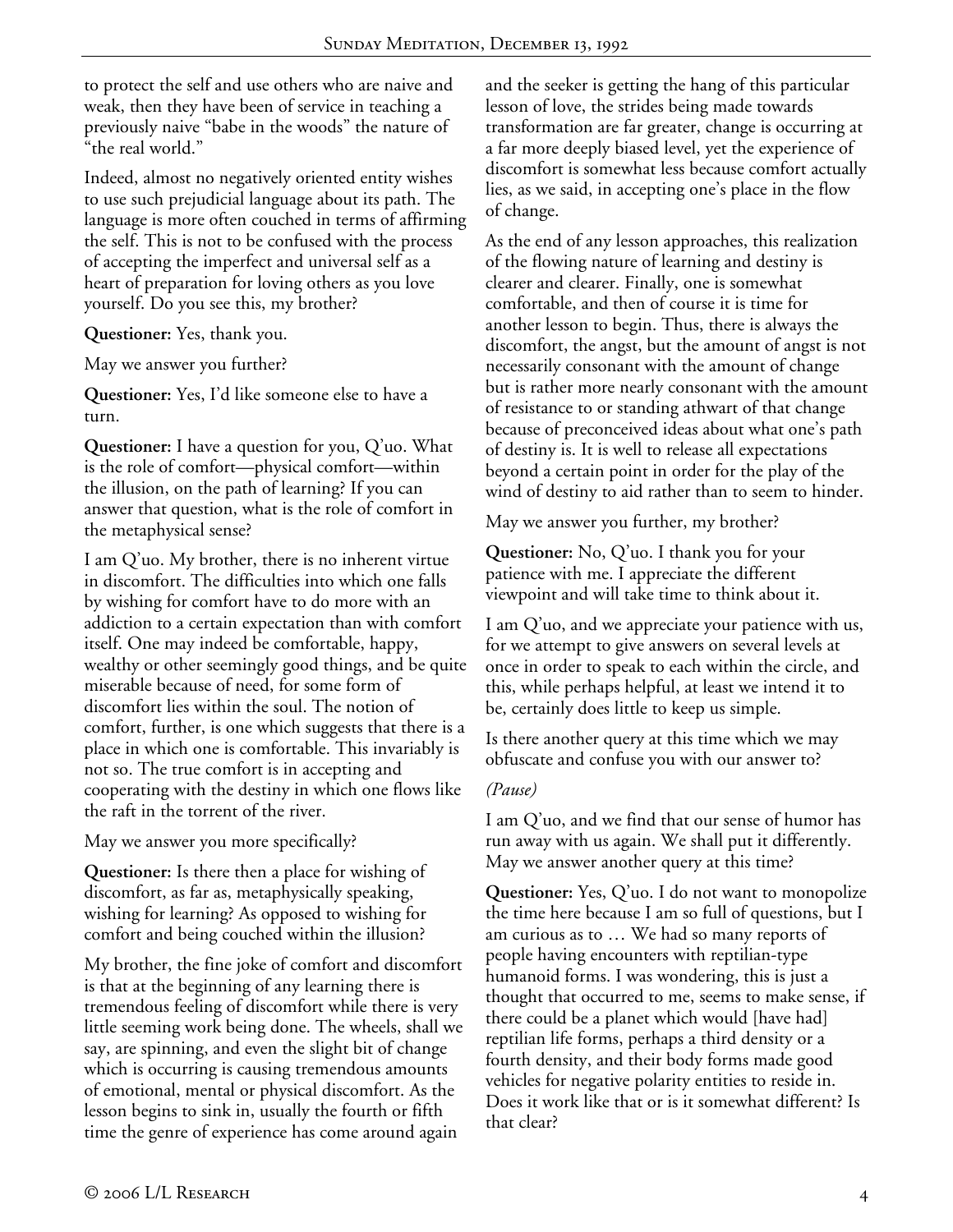to protect the self and use others who are naive and weak, then they have been of service in teaching a previously naive "babe in the woods" the nature of "the real world."

Indeed, almost no negatively oriented entity wishes to use such prejudicial language about its path. The language is more often couched in terms of affirming the self. This is not to be confused with the process of accepting the imperfect and universal self as a heart of preparation for loving others as you love yourself. Do you see this, my brother?

**Questioner:** Yes, thank you.

May we answer you further?

**Questioner:** Yes, I'd like someone else to have a turn.

**Questioner:** I have a question for you, Q'uo. What is the role of comfort—physical comfort—within the illusion, on the path of learning? If you can answer that question, what is the role of comfort in the metaphysical sense?

I am Q'uo. My brother, there is no inherent virtue in discomfort. The difficulties into which one falls by wishing for comfort have to do more with an addiction to a certain expectation than with comfort itself. One may indeed be comfortable, happy, wealthy or other seemingly good things, and be quite miserable because of need, for some form of discomfort lies within the soul. The notion of comfort, further, is one which suggests that there is a place in which one is comfortable. This invariably is not so. The true comfort is in accepting and cooperating with the destiny in which one flows like the raft in the torrent of the river.

May we answer you more specifically?

**Questioner:** Is there then a place for wishing of discomfort, as far as, metaphysically speaking, wishing for learning? As opposed to wishing for comfort and being couched within the illusion?

My brother, the fine joke of comfort and discomfort is that at the beginning of any learning there is tremendous feeling of discomfort while there is very little seeming work being done. The wheels, shall we say, are spinning, and even the slight bit of change which is occurring is causing tremendous amounts of emotional, mental or physical discomfort. As the lesson begins to sink in, usually the fourth or fifth time the genre of experience has come around again and the seeker is getting the hang of this particular lesson of love, the strides being made towards transformation are far greater, change is occurring at a far more deeply biased level, yet the experience of discomfort is somewhat less because comfort actually lies, as we said, in accepting one's place in the flow of change.

As the end of any lesson approaches, this realization of the flowing nature of learning and destiny is clearer and clearer. Finally, one is somewhat comfortable, and then of course it is time for another lesson to begin. Thus, there is always the discomfort, the angst, but the amount of angst is not necessarily consonant with the amount of change but is rather more nearly consonant with the amount of resistance to or standing athwart of that change because of preconceived ideas about what one's path of destiny is. It is well to release all expectations beyond a certain point in order for the play of the wind of destiny to aid rather than to seem to hinder.

May we answer you further, my brother?

**Questioner:** No, Q'uo. I thank you for your patience with me. I appreciate the different viewpoint and will take time to think about it.

I am Q'uo, and we appreciate your patience with us, for we attempt to give answers on several levels at once in order to speak to each within the circle, and this, while perhaps helpful, at least we intend it to be, certainly does little to keep us simple.

Is there another query at this time which we may obfuscate and confuse you with our answer to?

*(Pause)*

I am Q'uo, and we find that our sense of humor has run away with us again. We shall put it differently. May we answer another query at this time?

**Questioner:** Yes, Q'uo. I do not want to monopolize the time here because I am so full of questions, but I am curious as to … We had so many reports of people having encounters with reptilian-type humanoid forms. I was wondering, this is just a thought that occurred to me, seems to make sense, if there could be a planet which would [have had] reptilian life forms, perhaps a third density or a fourth density, and their body forms made good vehicles for negative polarity entities to reside in. Does it work like that or is it somewhat different? Is that clear?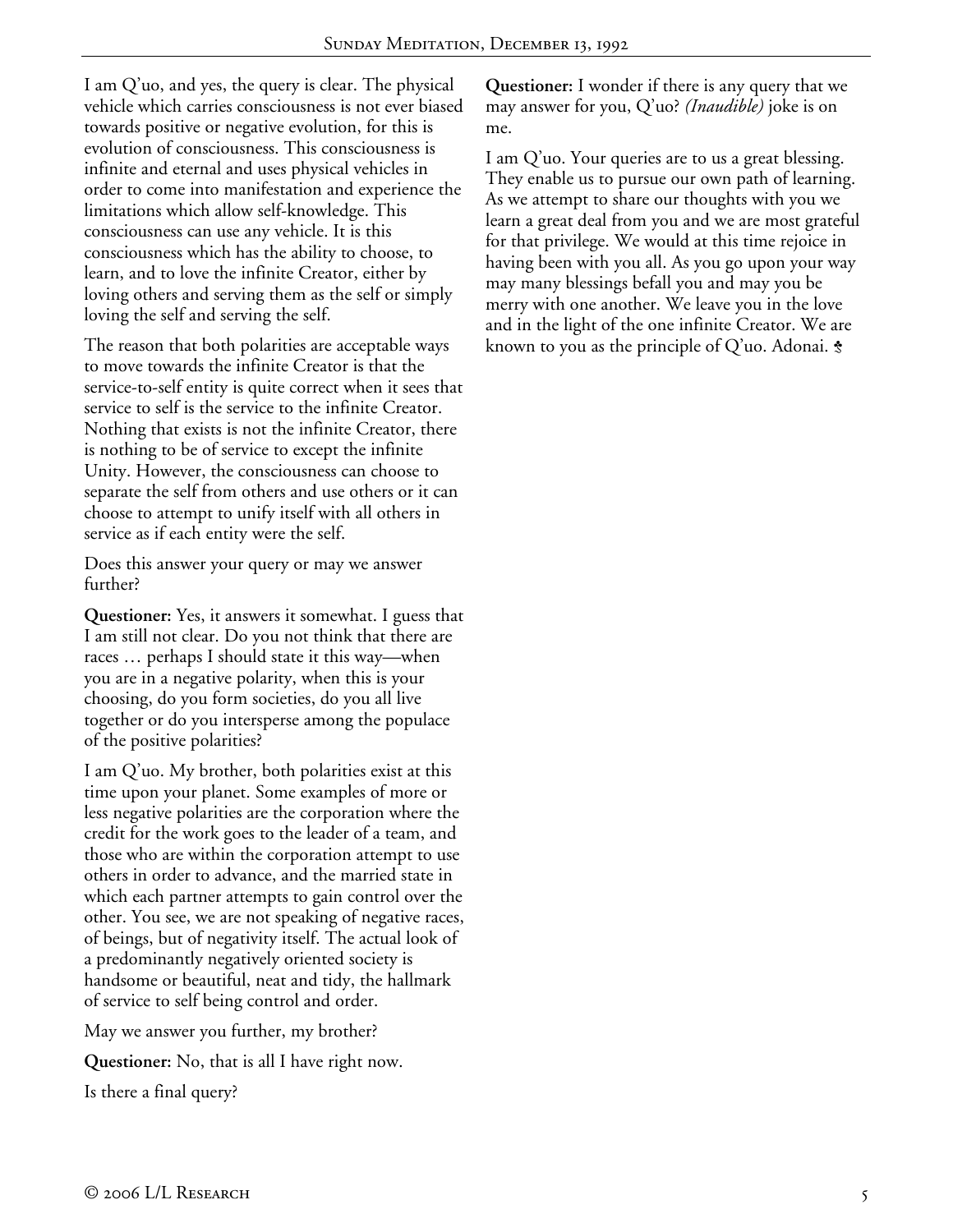I am Q'uo, and yes, the query is clear. The physical vehicle which carries consciousness is not ever biased towards positive or negative evolution, for this is evolution of consciousness. This consciousness is infinite and eternal and uses physical vehicles in order to come into manifestation and experience the limitations which allow self-knowledge. This consciousness can use any vehicle. It is this consciousness which has the ability to choose, to learn, and to love the infinite Creator, either by loving others and serving them as the self or simply loving the self and serving the self.

The reason that both polarities are acceptable ways to move towards the infinite Creator is that the service-to-self entity is quite correct when it sees that service to self is the service to the infinite Creator. Nothing that exists is not the infinite Creator, there is nothing to be of service to except the infinite Unity. However, the consciousness can choose to separate the self from others and use others or it can choose to attempt to unify itself with all others in service as if each entity were the self.

Does this answer your query or may we answer further?

**Questioner:** Yes, it answers it somewhat. I guess that I am still not clear. Do you not think that there are races … perhaps I should state it this way—when you are in a negative polarity, when this is your choosing, do you form societies, do you all live together or do you intersperse among the populace of the positive polarities?

I am Q'uo. My brother, both polarities exist at this time upon your planet. Some examples of more or less negative polarities are the corporation where the credit for the work goes to the leader of a team, and those who are within the corporation attempt to use others in order to advance, and the married state in which each partner attempts to gain control over the other. You see, we are not speaking of negative races, of beings, but of negativity itself. The actual look of a predominantly negatively oriented society is handsome or beautiful, neat and tidy, the hallmark of service to self being control and order.

May we answer you further, my brother?

**Questioner:** No, that is all I have right now.

Is there a final query?

**Questioner:** I wonder if there is any query that we may answer for you, Q'uo? *(Inaudible)* joke is on me.

I am Q'uo. Your queries are to us a great blessing. They enable us to pursue our own path of learning. As we attempt to share our thoughts with you we learn a great deal from you and we are most grateful for that privilege. We would at this time rejoice in having been with you all. As you go upon your way may many blessings befall you and may you be merry with one another. We leave you in the love and in the light of the one infinite Creator. We are known to you as the principle of Q'uo. Adonai. ♣